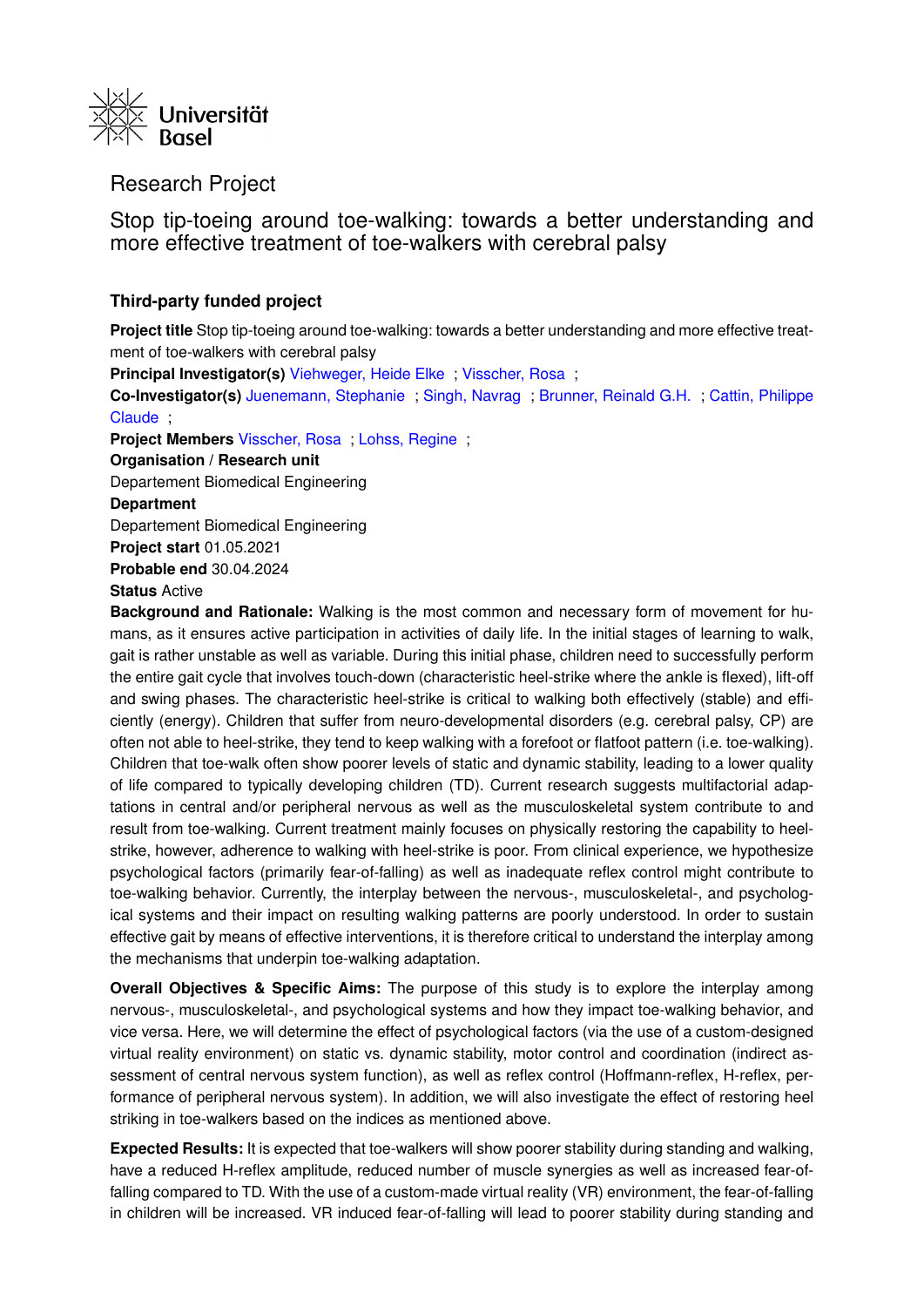Universität Basel

# Research Project

## Stop tip-toeing around toe-walking: towards a better understanding and more effective treatment of toe-walkers with cerebral palsy

### Third-party funded project

**Project title** Stop tip-toeing around toe-walking: towards a better understanding and more effective treatment of toe-walkers with cerebral palsy

**Principal Investigator(s)** Viehweger, Heide Elke ; Visscher, Rosa ;

**Co-Investigator(s)** Juenemann, Stephanie ; Singh, Navrag ; Brunner, Reinald G.H. ; Cattin, Philippe Claude ;

**Project Members** Visscher, Rosa ; Lohss, Regine ;

**Organisation / Research unit**

Departement Biomedical Engineering

**Department**

Departement Biomedical Engineering

**Project start** 01.05.2021

**Probable end** 30.04.2024

**Status** Active

**Background and Rationale:** Walking is the most common and necessary form of movement for humans, as it ensures active participation in activities of daily life. In the initial stages of learning to walk, gait is rather unstable as well as variable. During this initial phase, children need to successfully perform the entire gait cycle that involves touch-down (characteristic heel-strike where the ankle is flexed), lift-off and swing phases. The characteristic heel-strike is critical to walking both effectively (stable) and efficiently (energy). Children that suffer from neuro-developmental disorders (e.g. cerebral palsy, CP) are often not able to heel-strike, they tend to keep walking with a forefoot or flatfoot pattern (i.e. toe-walking). Children that toe-walk often show poorer levels of static and dynamic stability, leading to a lower quality of life compared to typically developing children (TD). Current research suggests multifactorial adaptations in central and/or peripheral nervous as well as the musculoskeletal system contribute to and result from toe-walking. Current treatment mainly focuses on physically restoring the capability to heel-strike, however, adherence to walking with heel-strike is poor. From clinical experience, we hypothesize psychological factors (primarily fear-of-falling) as well as inadequate reflex control might contribute to toe-walking behavior. Currently, the interplay between the nervous-, musculoskeletal-, and psychological systems and their impact on resulting walking patterns are poorly understood. In order to sustain effective gait by means of effective interventions, it is therefore critical to understand the interplay among the mechanisms that underpin toe-walking adaptation.

**Overall Objectives & Specific Aims:** The purpose of this study is to explore the interplay among nervous-, musculoskeletal-, and psychological systems and how they impact toe-walking behavior, and vice versa. Here, we will determine the effect of psychological factors (via the use of a custom-designed virtual reality environment) on static vs. dynamic stability, motor control and coordination (indirect assessment of central nervous system function), as well as reflex control (Hoffmann-reflex, H-reflex, performance of peripheral nervous system). In addition, we will also investigate the effect of restoring heel striking in toe-walkers based on the indices as mentioned above.

**Expected Results:** It is expected that toe-walkers will show poorer stability during standing and walking, have a reduced H-reflex amplitude, reduced number of muscle synergies as well as increased fear-of-falling compared to TD. With the use of a custom-made virtual reality (VR) environment, the fear-of-falling in children will be increased. VR induced fear-of-falling will lead to poorer stability during standing and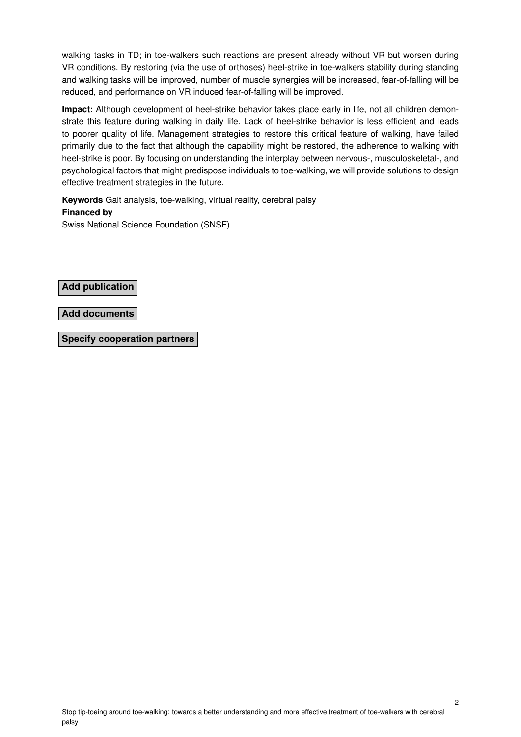walking tasks in TD; in toe-walkers such reactions are present already without VR but worsen during VR conditions. By restoring (via the use of orthoses) heel-strike in toe-walkers stability during standing and walking tasks will be improved, number of muscle synergies will be increased, fear-of-falling will be reduced, and performance on VR induced fear-of-falling will be improved.

**Impact:** Although development of heel-strike behavior takes place early in life, not all children demonstrate this feature during walking in daily life. Lack of heel-strike behavior is less efficient and leads to poorer quality of life. Management strategies to restore this critical feature of walking, have failed primarily due to the fact that although the capability might be restored, the adherence to walking with heel-strike is poor. By focusing on understanding the interplay between nervous-, musculoskeletal-, and psychological factors that might predispose individuals to toe-walking, we will provide solutions to design effective treatment strategies in the future.

**Keywords** Gait analysis, toe-walking, virtual reality, cerebral palsy
**Financed by**
Swiss National Science Foundation (SNSF)

**Add publication**

**Add documents**

**Specify cooperation partners**